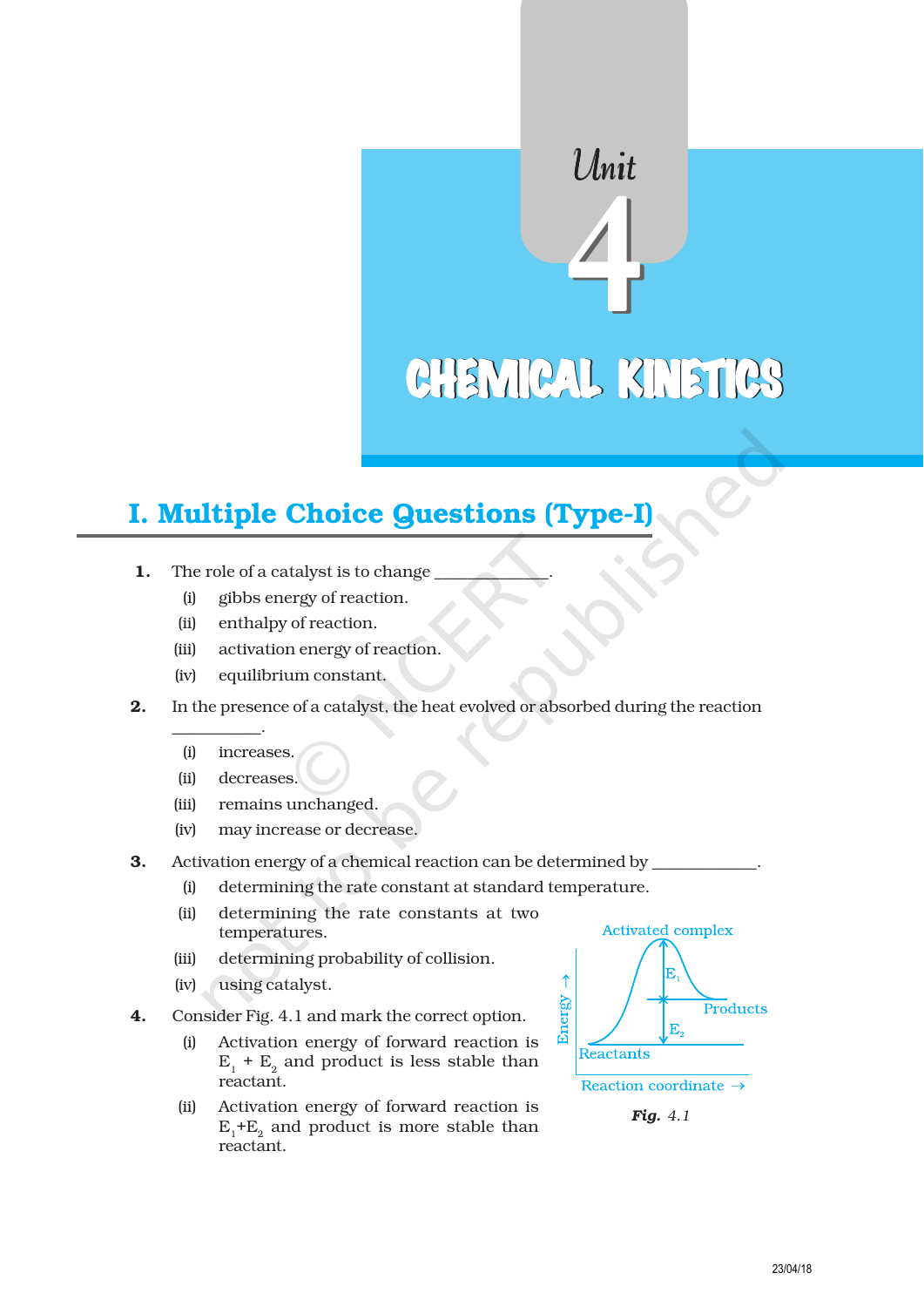# Unit 4

# CHEMICAL KINETICS

## I. Multiple Choice Questions (Type-I)

**1.** The role of a catalyst is to change ____________.

(i) gibbs energy of reaction.

(ii) enthalpy of reaction.

(iii) activation energy of reaction.

(iv) equilibrium constant.

**2.** In the presence of a catalyst, the heat evolved or absorbed during the reaction __________.

(i) increases.

(ii) decreases.

(iii) remains unchanged.

(iv) may increase or decrease.

**3.** Activation energy of a chemical reaction can be determined by ____________.

(i) determining the rate constant at standard temperature.

(ii) determining the rate constants at two temperatures.

(iii) determining probability of collision.

(iv) using catalyst.

**4.** Consider Fig. 4.1 and mark the correct option.

(i) Activation energy of forward reaction is $E_1 + E_2$ and product is less stable than reactant.

(ii) Activation energy of forward reaction is $E_1+E_2$ and product is more stable than reactant.

***Fig.*** *4.1*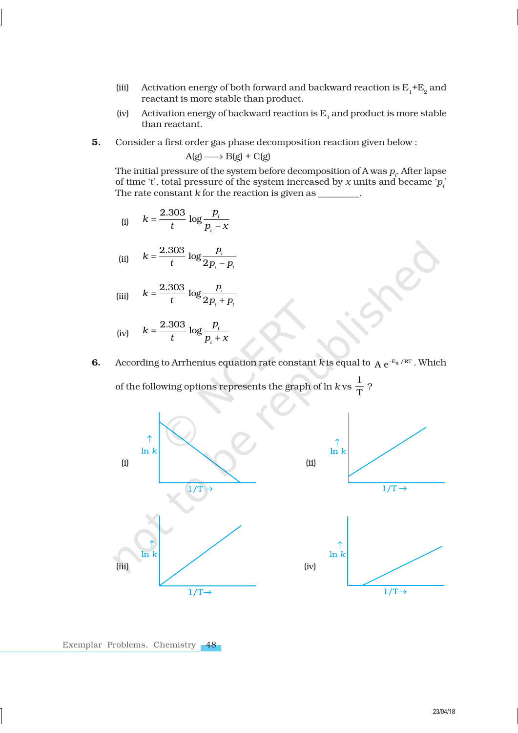(iii) Activation energy of both forward and backward reaction is $E_1+E_2$ and reactant is more stable than product.

(iv) Activation energy of backward reaction is $E_1$ and product is more stable than reactant.

**5.** Consider a first order gas phase decomposition reaction given below :

$$A(g) \longrightarrow B(g) + C(g)$$

The initial pressure of the system before decomposition of A was $p_i$. After lapse of time 't', total pressure of the system increased by $x$ units and became '$p_t$' The rate constant $k$ for the reaction is given as _________.

(i) $k = \dfrac{2.303}{t} \log \dfrac{p_i}{p_i - x}$

(ii) $k = \dfrac{2.303}{t} \log \dfrac{p_i}{2p_i - p_t}$

(iii) $k = \dfrac{2.303}{t} \log \dfrac{p_i}{2p_i + p_t}$

(iv) $k = \dfrac{2.303}{t} \log \dfrac{p_i}{p_i + x}$

**6.** According to Arrhenius equation rate constant $k$ is equal to $A\, e^{-E_a/RT}$. Which of the following options represents the graph of $\ln k$ vs $\dfrac{1}{T}$ ?

(i) 

(ii) 

(iii) 

(iv)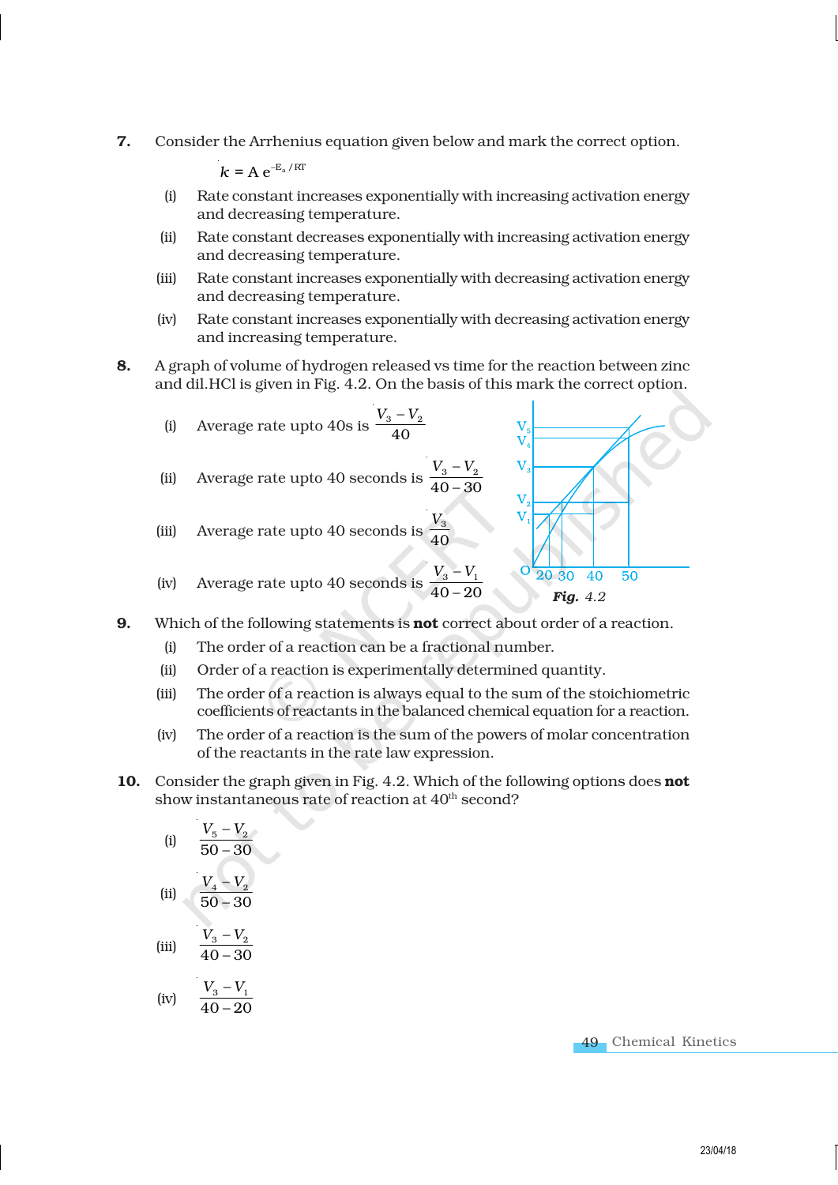7. Consider the Arrhenius equation given below and mark the correct option.

$$k = A\, e^{-E_a/RT}$$

(i) Rate constant increases exponentially with increasing activation energy and decreasing temperature.

(ii) Rate constant decreases exponentially with increasing activation energy and decreasing temperature.

(iii) Rate constant increases exponentially with decreasing activation energy and decreasing temperature.

(iv) Rate constant increases exponentially with decreasing activation energy and increasing temperature.

8. A graph of volume of hydrogen released vs time for the reaction between zinc and dil.HCl is given in Fig. 4.2. On the basis of this mark the correct option.

(i) Average rate upto 40s is $\dfrac{V_3 - V_2}{40}$

(ii) Average rate upto 40 seconds is $\dfrac{V_3 - V_2}{40 - 30}$

(iii) Average rate upto 40 seconds is $\dfrac{V_3}{40}$

(iv) Average rate upto 40 seconds is $\dfrac{V_3 - V_1}{40 - 20}$

*Fig. 4.2*

9. Which of the following statements is **not** correct about order of a reaction.

(i) The order of a reaction can be a fractional number.

(ii) Order of a reaction is experimentally determined quantity.

(iii) The order of a reaction is always equal to the sum of the stoichiometric coefficients of reactants in the balanced chemical equation for a reaction.

(iv) The order of a reaction is the sum of the powers of molar concentration of the reactants in the rate law expression.

10. Consider the graph given in Fig. 4.2. Which of the following options does **not** show instantaneous rate of reaction at 40[th] second?

(i) $\dfrac{V_5 - V_2}{50 - 30}$

(ii) $\dfrac{V_4 - V_2}{50 - 30}$

(iii) $\dfrac{V_3 - V_2}{40 - 30}$

(iv) $\dfrac{V_3 - V_1}{40 - 20}$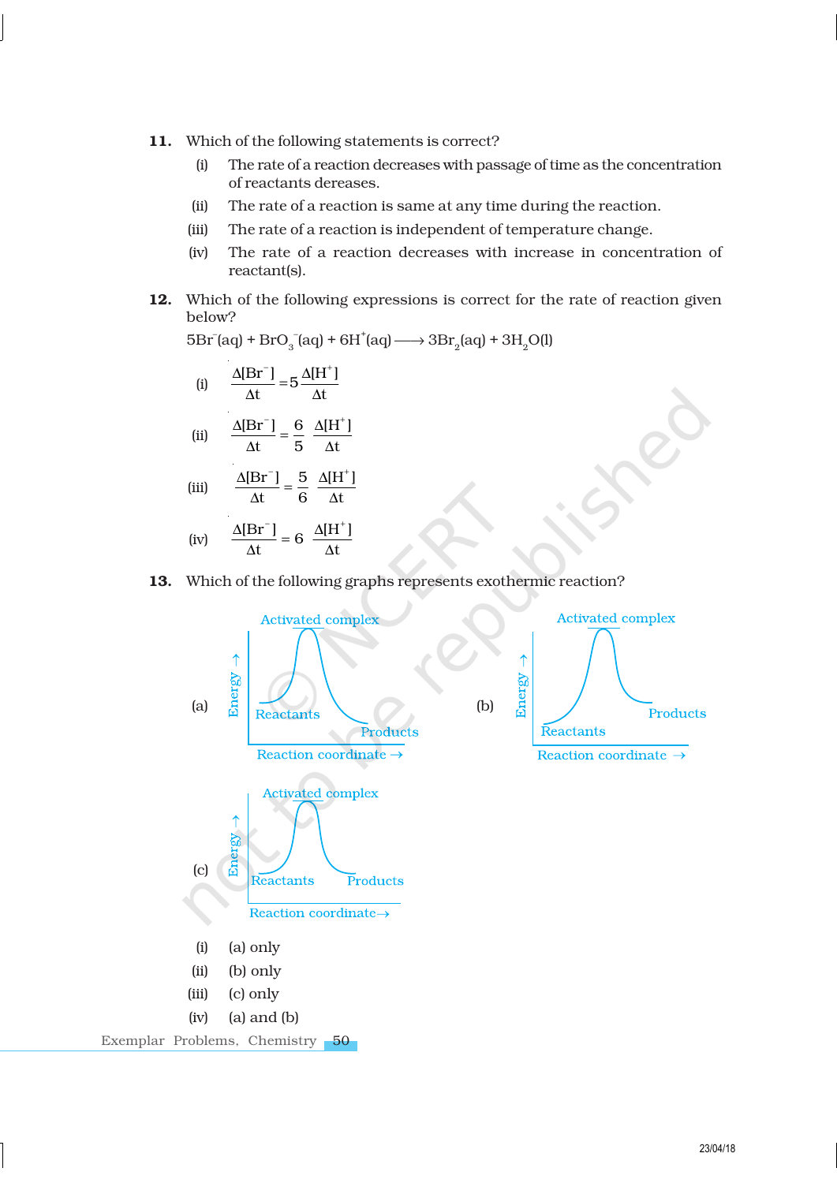**11.** Which of the following statements is correct?

(i) The rate of a reaction decreases with passage of time as the concentration of reactants dereases.

(ii) The rate of a reaction is same at any time during the reaction.

(iii) The rate of a reaction is independent of temperature change.

(iv) The rate of a reaction decreases with increase in concentration of reactant(s).

**12.** Which of the following expressions is correct for the rate of reaction given below?

$$5Br^-(aq) + BrO_3^-(aq) + 6H^+(aq) \longrightarrow 3Br_2(aq) + 3H_2O(l)$$

(i) $\dfrac{\Delta[Br^-]}{\Delta t} = 5\dfrac{\Delta[H^+]}{\Delta t}$

(ii) $\dfrac{\Delta[Br^-]}{\Delta t} = \dfrac{6}{5}\dfrac{\Delta[H^+]}{\Delta t}$

(iii) $\dfrac{\Delta[Br^-]}{\Delta t} = \dfrac{5}{6}\dfrac{\Delta[H^+]}{\Delta t}$

(iv) $\dfrac{\Delta[Br^-]}{\Delta t} = 6\dfrac{\Delta[H^+]}{\Delta t}$

**13.** Which of the following graphs represents exothermic reaction?

(a) [Graph: Energy → vs Reaction coordinate →; labels: Activated complex, Reactants, Products (products lower than reactants)]

(b) [Graph: Energy → vs Reaction coordinate →; labels: Activated complex, Reactants, Products (products higher than reactants)]

(c) [Graph: Energy → vs Reaction coordinate →; labels: Activated complex, Reactants, Products (products at same level as reactants)]

(i) (a) only

(ii) (b) only

(iii) (c) only

(iv) (a) and (b)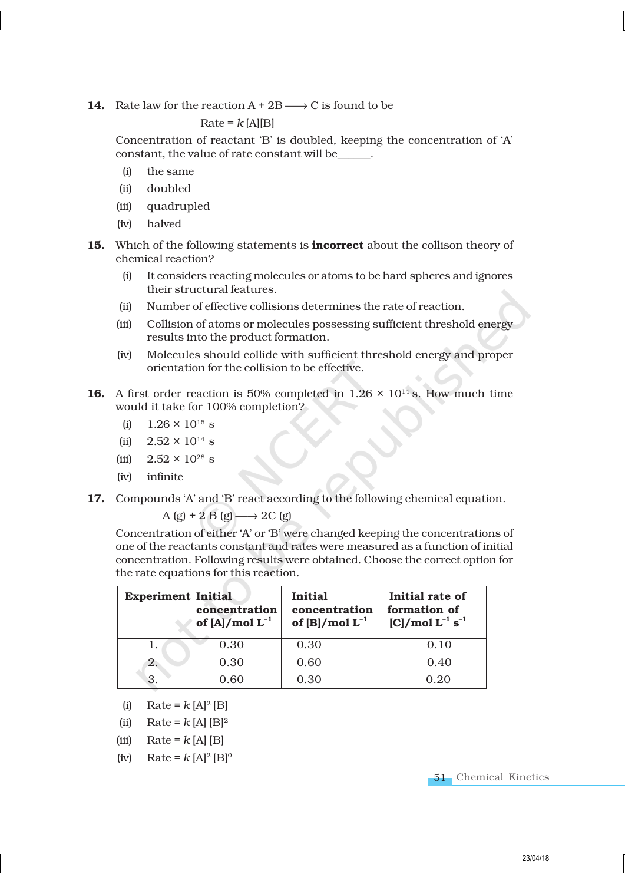**14.** Rate law for the reaction $A + 2B \longrightarrow C$ is found to be

$$\text{Rate} = k\,[A][B]$$

Concentration of reactant 'B' is doubled, keeping the concentration of 'A' constant, the value of rate constant will be______.

(i) the same

(ii) doubled

(iii) quadrupled

(iv) halved

**15.** Which of the following statements is **incorrect** about the collison theory of chemical reaction?

(i) It considers reacting molecules or atoms to be hard spheres and ignores their structural features.

(ii) Number of effective collisions determines the rate of reaction.

(iii) Collision of atoms or molecules possessing sufficient threshold energy results into the product formation.

(iv) Molecules should collide with sufficient threshold energy and proper orientation for the collision to be effective.

**16.** A first order reaction is 50% completed in $1.26 \times 10^{14}$ s. How much time would it take for 100% completion?

(i) $1.26 \times 10^{15}$ s

(ii) $2.52 \times 10^{14}$ s

(iii) $2.52 \times 10^{28}$ s

(iv) infinite

**17.** Compounds 'A' and 'B' react according to the following chemical equation.

$$A\,(g) + 2\,B\,(g) \longrightarrow 2C\,(g)$$

Concentration of either 'A' or 'B' were changed keeping the concentrations of one of the reactants constant and rates were measured as a function of initial concentration. Following results were obtained. Choose the correct option for the rate equations for this reaction.

| Experiment | Initial concentration of [A]/mol $L^{-1}$ | Initial concentration of [B]/mol $L^{-1}$ | Initial rate of formation of [C]/mol $L^{-1}$ $s^{-1}$ |
|---|---|---|---|
| 1. | 0.30 | 0.30 | 0.10 |
| 2. | 0.30 | 0.60 | 0.40 |
| 3. | 0.60 | 0.30 | 0.20 |

(i) Rate = $k\,[A]^2\,[B]$

(ii) Rate = $k\,[A]\,[B]^2$

(iii) Rate = $k\,[A]\,[B]$

(iv) Rate = $k\,[A]^2\,[B]^0$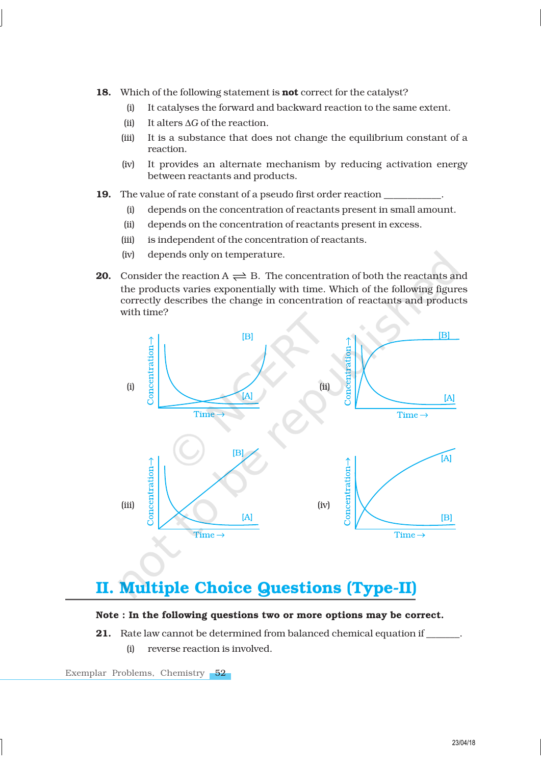18. Which of the following statement is **not** correct for the catalyst?

    (i) It catalyses the forward and backward reaction to the same extent.

    (ii) It alters $\Delta G$ of the reaction.

    (iii) It is a substance that does not change the equilibrium constant of a reaction.

    (iv) It provides an alternate mechanism by reducing activation energy between reactants and products.

19. The value of rate constant of a pseudo first order reaction ___________.

    (i) depends on the concentration of reactants present in small amount.

    (ii) depends on the concentration of reactants present in excess.

    (iii) is independent of the concentration of reactants.

    (iv) depends only on temperature.

20. Consider the reaction $A \rightleftharpoons B$. The concentration of both the reactants and the products varies exponentially with time. Which of the following figures correctly describes the change in concentration of reactants and products with time?

    (i) (ii) (iii) (iv)

# II. Multiple Choice Questions (Type-II)

**Note : In the following questions two or more options may be correct.**

21. Rate law cannot be determined from balanced chemical equation if _______.

    (i) reverse reaction is involved.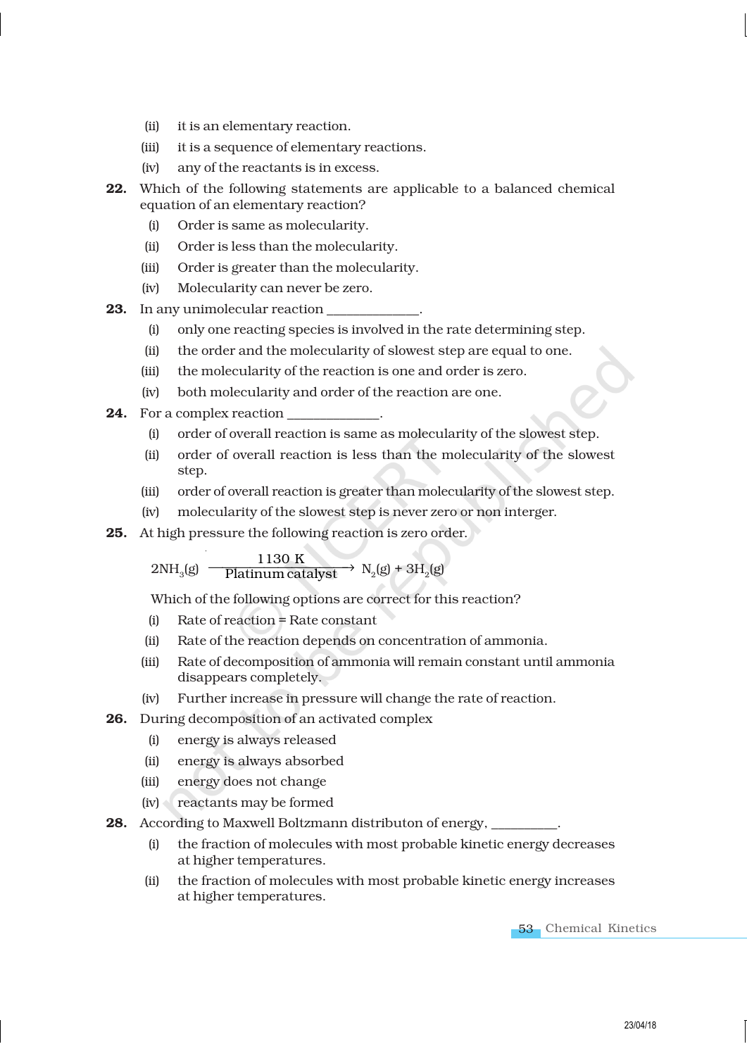(ii) it is an elementary reaction.

(iii) it is a sequence of elementary reactions.

(iv) any of the reactants is in excess.

**22.** Which of the following statements are applicable to a balanced chemical equation of an elementary reaction?

(i) Order is same as molecularity.

(ii) Order is less than the molecularity.

(iii) Order is greater than the molecularity.

(iv) Molecularity can never be zero.

**23.** In any unimolecular reaction _____________.

(i) only one reacting species is involved in the rate determining step.

(ii) the order and the molecularity of slowest step are equal to one.

(iii) the molecularity of the reaction is one and order is zero.

(iv) both molecularity and order of the reaction are one.

**24.** For a complex reaction _____________.

(i) order of overall reaction is same as molecularity of the slowest step.

(ii) order of overall reaction is less than the molecularity of the slowest step.

(iii) order of overall reaction is greater than molecularity of the slowest step.

(iv) molecularity of the slowest step is never zero or non interger.

**25.** At high pressure the following reaction is zero order.

$$2NH_3(g) \xrightarrow[\text{Platinum catalyst}]{1130\text{ K}} N_2(g) + 3H_2(g)$$

Which of the following options are correct for this reaction?

(i) Rate of reaction = Rate constant

(ii) Rate of the reaction depends on concentration of ammonia.

(iii) Rate of decomposition of ammonia will remain constant until ammonia disappears completely.

(iv) Further increase in pressure will change the rate of reaction.

**26.** During decomposition of an activated complex

(i) energy is always released

(ii) energy is always absorbed

(iii) energy does not change

(iv) reactants may be formed

**28.** According to Maxwell Boltzmann distributon of energy, _________.

(i) the fraction of molecules with most probable kinetic energy decreases at higher temperatures.

(ii) the fraction of molecules with most probable kinetic energy increases at higher temperatures.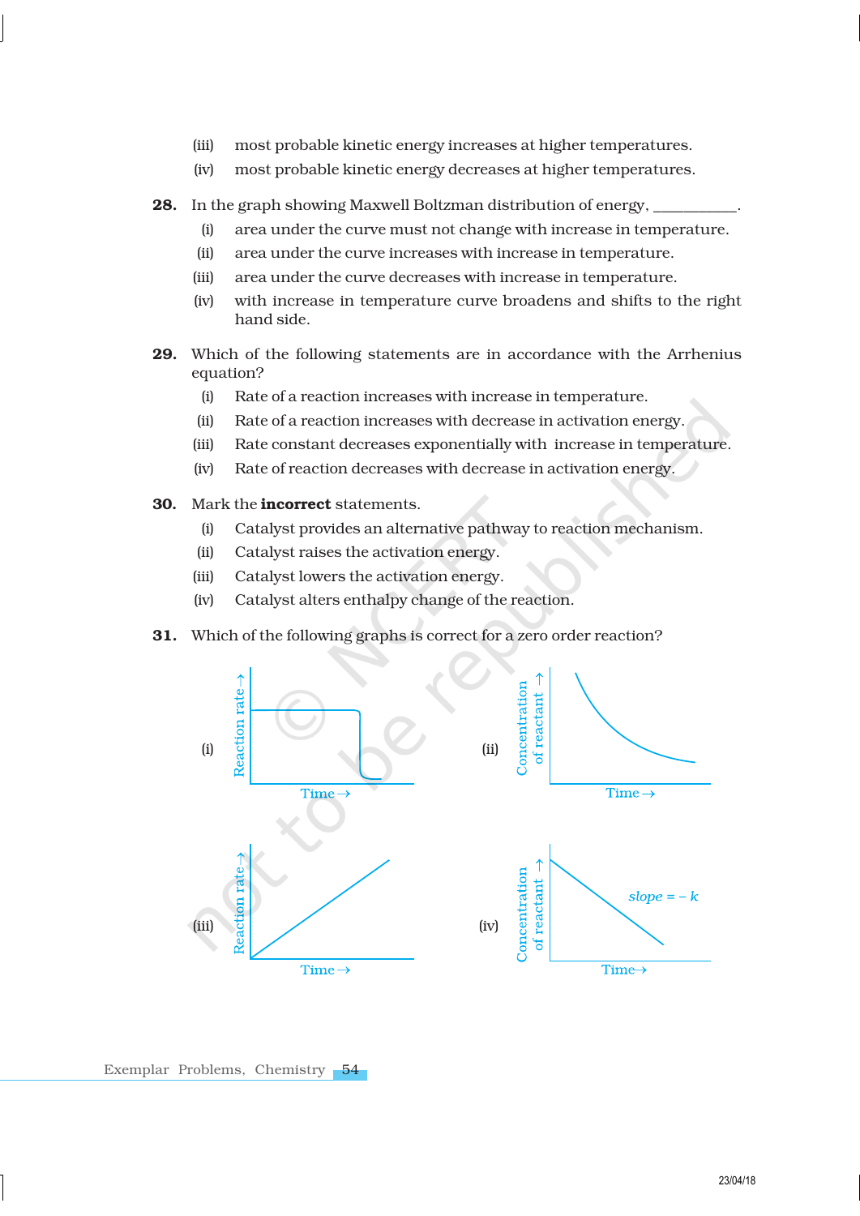(iii) most probable kinetic energy increases at higher temperatures.

(iv) most probable kinetic energy decreases at higher temperatures.

**28.** In the graph showing Maxwell Boltzman distribution of energy, ___________.

(i) area under the curve must not change with increase in temperature.

(ii) area under the curve increases with increase in temperature.

(iii) area under the curve decreases with increase in temperature.

(iv) with increase in temperature curve broadens and shifts to the right hand side.

**29.** Which of the following statements are in accordance with the Arrhenius equation?

(i) Rate of a reaction increases with increase in temperature.

(ii) Rate of a reaction increases with decrease in activation energy.

(iii) Rate constant decreases exponentially with increase in temperature.

(iv) Rate of reaction decreases with decrease in activation energy.

**30.** Mark the **incorrect** statements.

(i) Catalyst provides an alternative pathway to reaction mechanism.

(ii) Catalyst raises the activation energy.

(iii) Catalyst lowers the activation energy.

(iv) Catalyst alters enthalpy change of the reaction.

**31.** Which of the following graphs is correct for a zero order reaction?

(i) Reaction rate → vs Time →

(ii) Concentration of reactant → vs Time →

(iii) Reaction rate → vs Time →

(iv) Concentration of reactant → vs Time →; slope = $-k$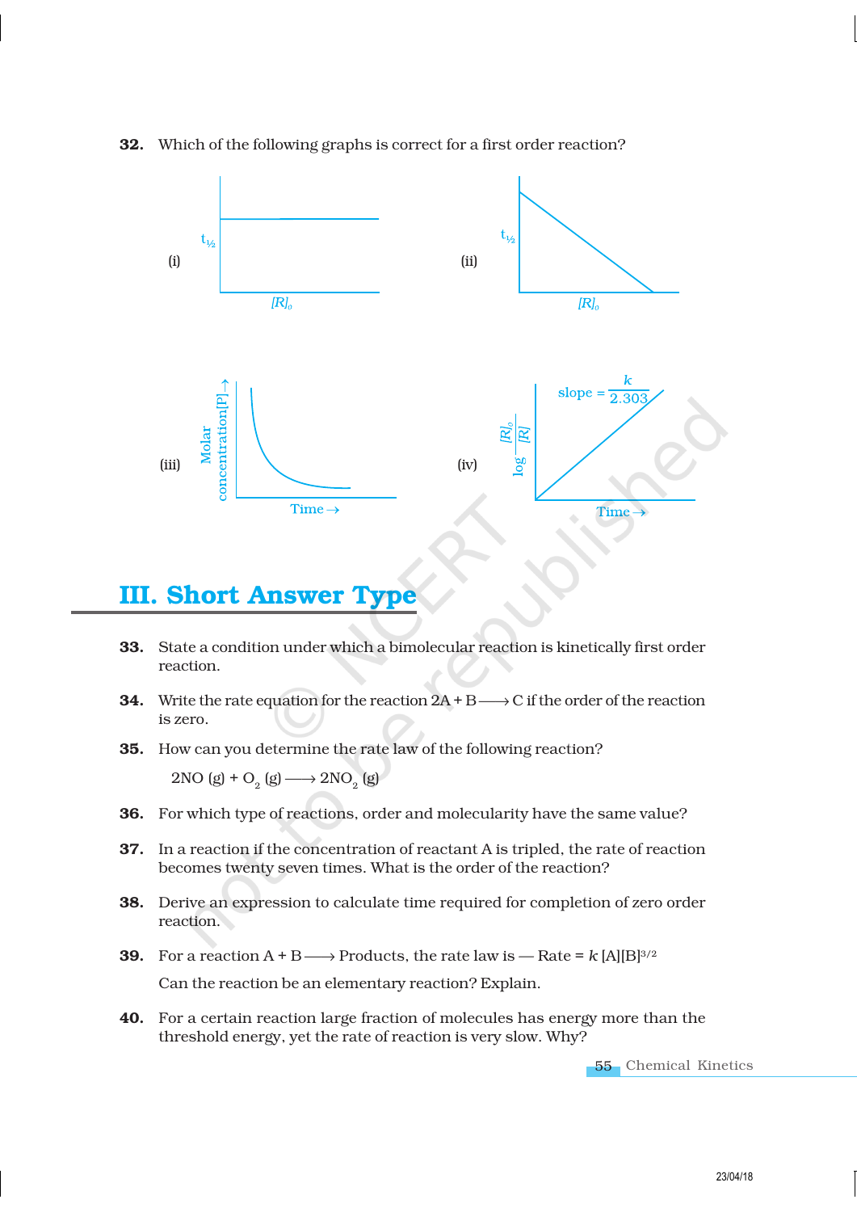32. Which of the following graphs is correct for a first order reaction?

(i) $t_{1/2}$ vs $[R]_0$

(ii) $t_{1/2}$ vs $[R]_0$

(iii) Molar concentration[P] → vs Time →

(iv) $\log \frac{[R]_0}{[R]}$ vs Time →, slope = $\frac{k}{2.303}$

## III. Short Answer Type

33. State a condition under which a bimolecular reaction is kinetically first order reaction.

34. Write the rate equation for the reaction $2A + B \longrightarrow C$ if the order of the reaction is zero.

35. How can you determine the rate law of the following reaction?

 $2NO\ (g) + O_2\ (g) \longrightarrow 2NO_2\ (g)$

36. For which type of reactions, order and molecularity have the same value?

37. In a reaction if the concentration of reactant A is tripled, the rate of reaction becomes twenty seven times. What is the order of the reaction?

38. Derive an expression to calculate time required for completion of zero order reaction.

39. For a reaction $A + B \longrightarrow$ Products, the rate law is — Rate = $k\,[A][B]^{3/2}$

 Can the reaction be an elementary reaction? Explain.

40. For a certain reaction large fraction of molecules has energy more than the threshold energy, yet the rate of reaction is very slow. Why?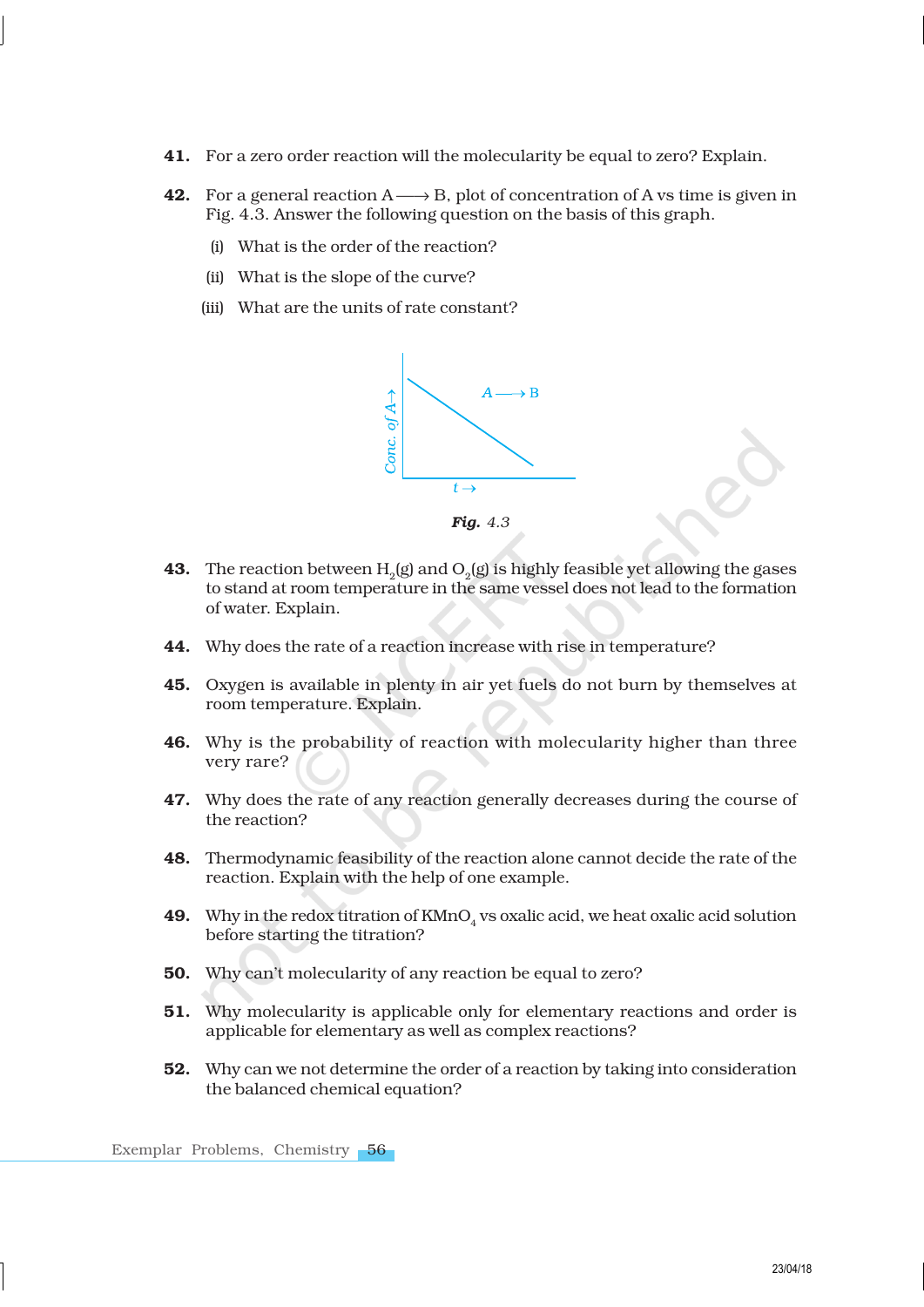41. For a zero order reaction will the molecularity be equal to zero? Explain.

42. For a general reaction A ⟶ B, plot of concentration of A vs time is given in Fig. 4.3. Answer the following question on the basis of this graph.

    (i) What is the order of the reaction?

    (ii) What is the slope of the curve?

    (iii) What are the units of rate constant?

***Fig.** 4.3*

43. The reaction between $H_2(g)$ and $O_2(g)$ is highly feasible yet allowing the gases to stand at room temperature in the same vessel does not lead to the formation of water. Explain.

44. Why does the rate of a reaction increase with rise in temperature?

45. Oxygen is available in plenty in air yet fuels do not burn by themselves at room temperature. Explain.

46. Why is the probability of reaction with molecularity higher than three very rare?

47. Why does the rate of any reaction generally decreases during the course of the reaction?

48. Thermodynamic feasibility of the reaction alone cannot decide the rate of the reaction. Explain with the help of one example.

49. Why in the redox titration of $KMnO_4$ vs oxalic acid, we heat oxalic acid solution before starting the titration?

50. Why can't molecularity of any reaction be equal to zero?

51. Why molecularity is applicable only for elementary reactions and order is applicable for elementary as well as complex reactions?

52. Why can we not determine the order of a reaction by taking into consideration the balanced chemical equation?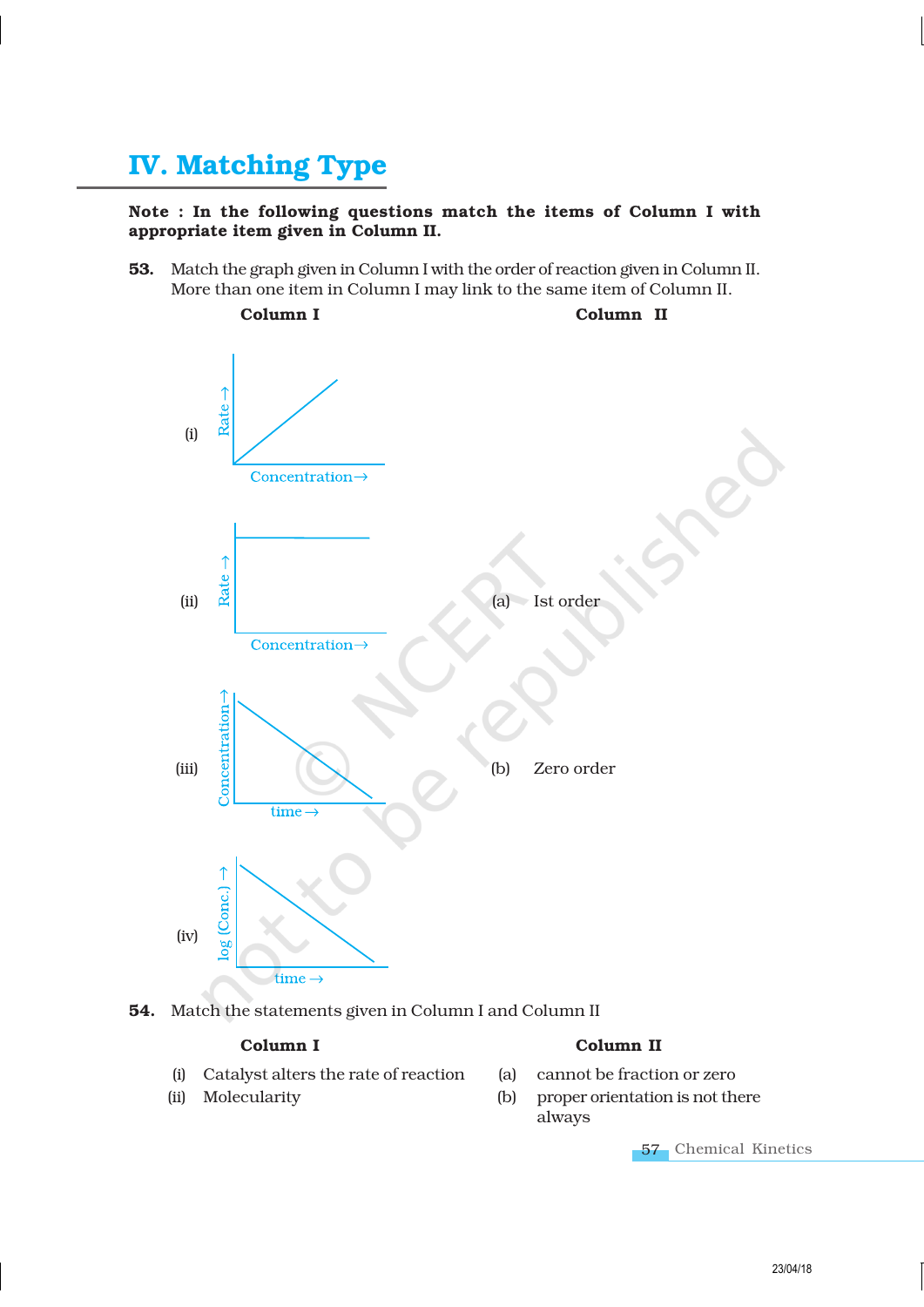## IV. Matching Type

**Note : In the following questions match the items of Column I with appropriate item given in Column II.**

**53.** Match the graph given in Column I with the order of reaction given in Column II. More than one item in Column I may link to the same item of Column II.

| Column I | Column II |
|---|---|
| (i) Graph of Rate → vs Concentration → (straight line through origin) | |
| (ii) Graph of Rate → vs Concentration → (horizontal line) | (a) Ist order |
| (iii) Graph of Concentration → vs time → (straight line with negative slope) | (b) Zero order |
| (iv) Graph of log (Conc.) → vs time → (straight line with negative slope) | |

**54.** Match the statements given in Column I and Column II

| Column I | Column II |
|---|---|
| (i) Catalyst alters the rate of reaction | (a) cannot be fraction or zero |
| (ii) Molecularity | (b) proper orientation is not there always |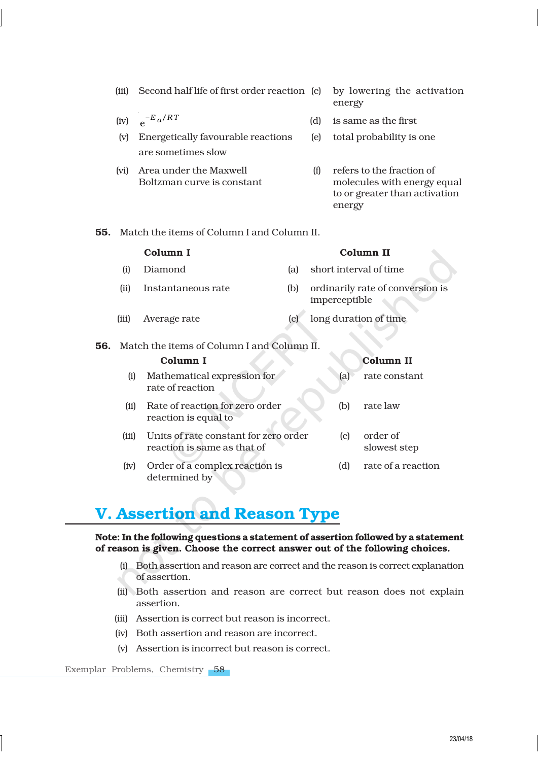| | | | |
|---|---|---|---|
| (iii) | Second half life of first order reaction | (c) | by lowering the activation energy |
| (iv) | $e^{-E_a/RT}$ | (d) | is same as the first |
| (v) | Energetically favourable reactions are sometimes slow | (e) | total probability is one |
| (vi) | Area under the Maxwell Boltzman curve is constant | (f) | refers to the fraction of molecules with energy equal to or greater than activation energy |

**55.** Match the items of Column I and Column II.

| | Column I | | Column II |
|---|---|---|---|
| (i) | Diamond | (a) | short interval of time |
| (ii) | Instantaneous rate | (b) | ordinarily rate of conversion is imperceptible |
| (iii) | Average rate | (c) | long duration of time |

**56.** Match the items of Column I and Column II.

| | Column I | | Column II |
|---|---|---|---|
| (i) | Mathematical expression for rate of reaction | (a) | rate constant |
| (ii) | Rate of reaction for zero order reaction is equal to | (b) | rate law |
| (iii) | Units of rate constant for zero order reaction is same as that of | (c) | order of slowest step |
| (iv) | Order of a complex reaction is determined by | (d) | rate of a reaction |

## V. Assertion and Reason Type

**Note: In the following questions a statement of assertion followed by a statement of reason is given. Choose the correct answer out of the following choices.**

(i) Both assertion and reason are correct and the reason is correct explanation of assertion.

(ii) Both assertion and reason are correct but reason does not explain assertion.

(iii) Assertion is correct but reason is incorrect.

(iv) Both assertion and reason are incorrect.

(v) Assertion is incorrect but reason is correct.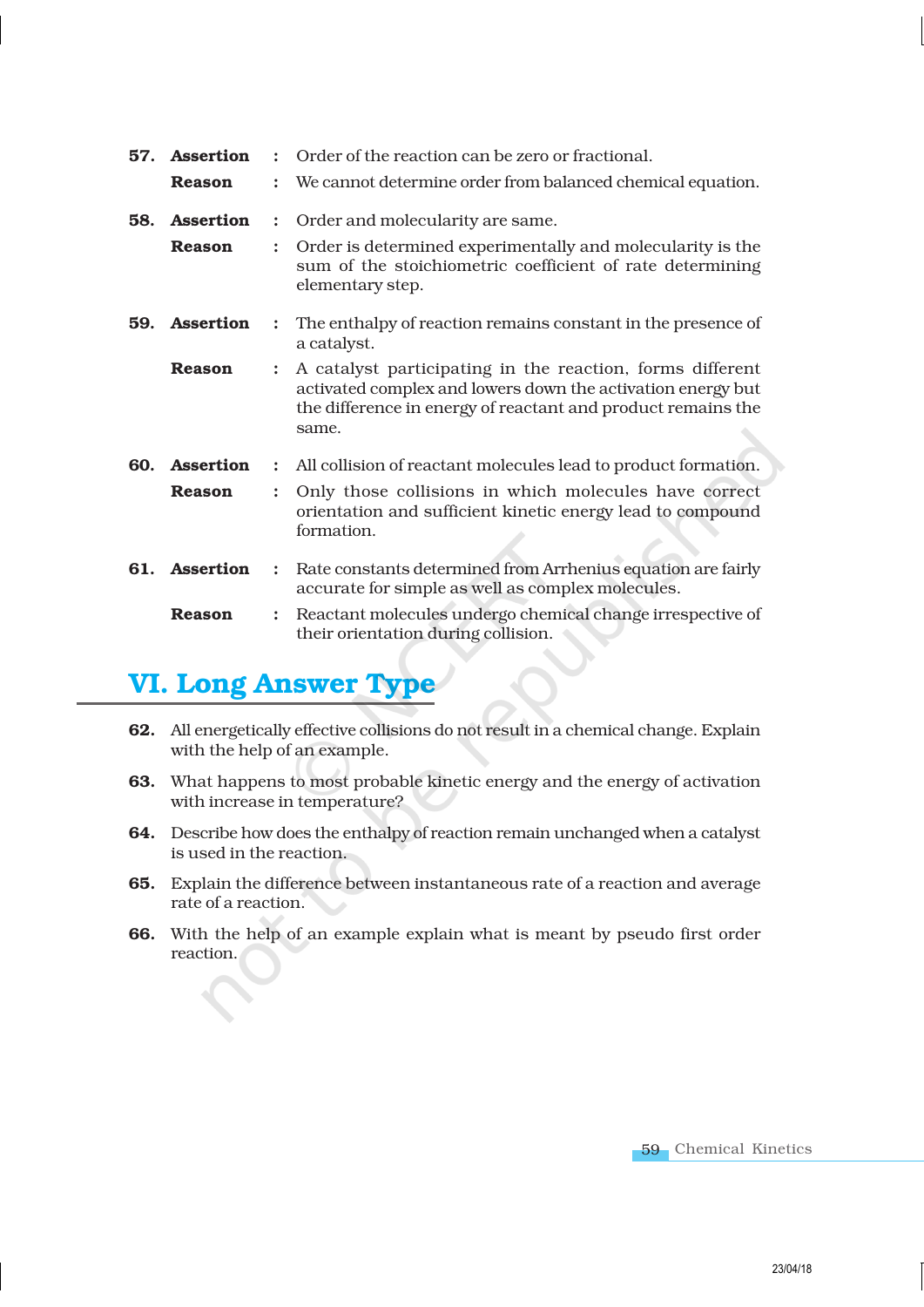**57. Assertion** : Order of the reaction can be zero or fractional.

**Reason** : We cannot determine order from balanced chemical equation.

**58. Assertion** : Order and molecularity are same.

**Reason** : Order is determined experimentally and molecularity is the sum of the stoichiometric coefficient of rate determining elementary step.

**59. Assertion** : The enthalpy of reaction remains constant in the presence of a catalyst.

**Reason** : A catalyst participating in the reaction, forms different activated complex and lowers down the activation energy but the difference in energy of reactant and product remains the same.

**60. Assertion** : All collision of reactant molecules lead to product formation.

**Reason** : Only those collisions in which molecules have correct orientation and sufficient kinetic energy lead to compound formation.

**61. Assertion** : Rate constants determined from Arrhenius equation are fairly accurate for simple as well as complex molecules.

**Reason** : Reactant molecules undergo chemical change irrespective of their orientation during collision.

## VI. Long Answer Type

**62.** All energetically effective collisions do not result in a chemical change. Explain with the help of an example.

**63.** What happens to most probable kinetic energy and the energy of activation with increase in temperature?

**64.** Describe how does the enthalpy of reaction remain unchanged when a catalyst is used in the reaction.

**65.** Explain the difference between instantaneous rate of a reaction and average rate of a reaction.

**66.** With the help of an example explain what is meant by pseudo first order reaction.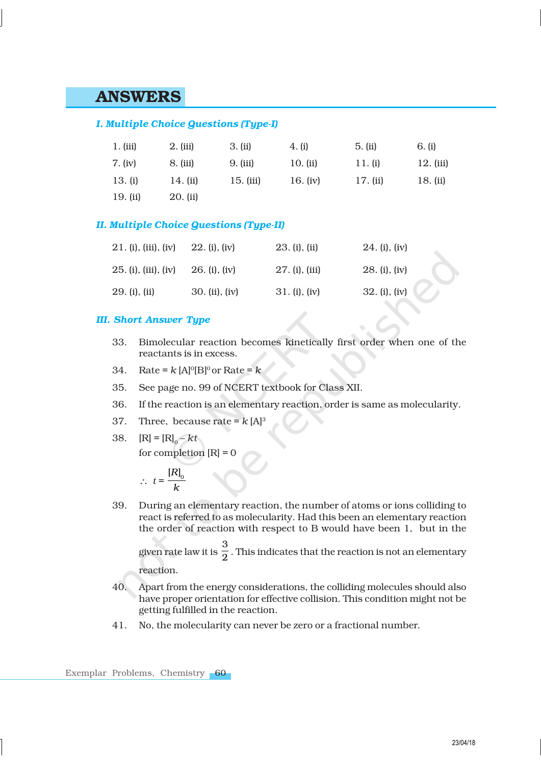# ANSWERS

## I. Multiple Choice Questions (Type-I)

| | | | | | |
|---|---|---|---|---|---|
| 1. (iii) | 2. (iii) | 3. (ii) | 4. (i) | 5. (ii) | 6. (i) |
| 7. (iv) | 8. (iii) | 9. (iii) | 10. (ii) | 11. (i) | 12. (iii) |
| 13. (i) | 14. (ii) | 15. (iii) | 16. (iv) | 17. (ii) | 18. (ii) |
| 19. (ii) | 20. (ii) | | | | |

## II. Multiple Choice Questions (Type-II)

| | | | |
|---|---|---|---|
| 21. (i), (iii), (iv) | 22. (i), (iv) | 23. (i), (ii) | 24. (i), (iv) |
| 25. (i), (iii), (iv) | 26. (i), (iv) | 27. (i), (iii) | 28. (i), (iv) |
| 29. (i), (ii) | 30. (ii), (iv) | 31. (i), (iv) | 32. (i), (iv) |

## III. Short Answer Type

33. Bimolecular reaction becomes kinetically first order when one of the reactants is in excess.

34. Rate = $k\,[A]^0[B]^0$ or Rate = $k$

35. See page no. 99 of NCERT textbook for Class XII.

36. If the reaction is an elementary reaction, order is same as molecularity.

37. Three, because rate = $k\,[A]^3$

38. $[R] = [R]_0 - kt$

    for completion $[R] = 0$

    $$\therefore \; t = \frac{[R]_0}{k}$$

39. During an elementary reaction, the number of atoms or ions colliding to react is referred to as molecularity. Had this been an elementary reaction the order of reaction with respect to B would have been 1, but in the given rate law it is $\frac{3}{2}$. This indicates that the reaction is not an elementary reaction.

40. Apart from the energy considerations, the colliding molecules should also have proper orientation for effective collision. This condition might not be getting fulfilled in the reaction.

41. No, the molecularity can never be zero or a fractional number.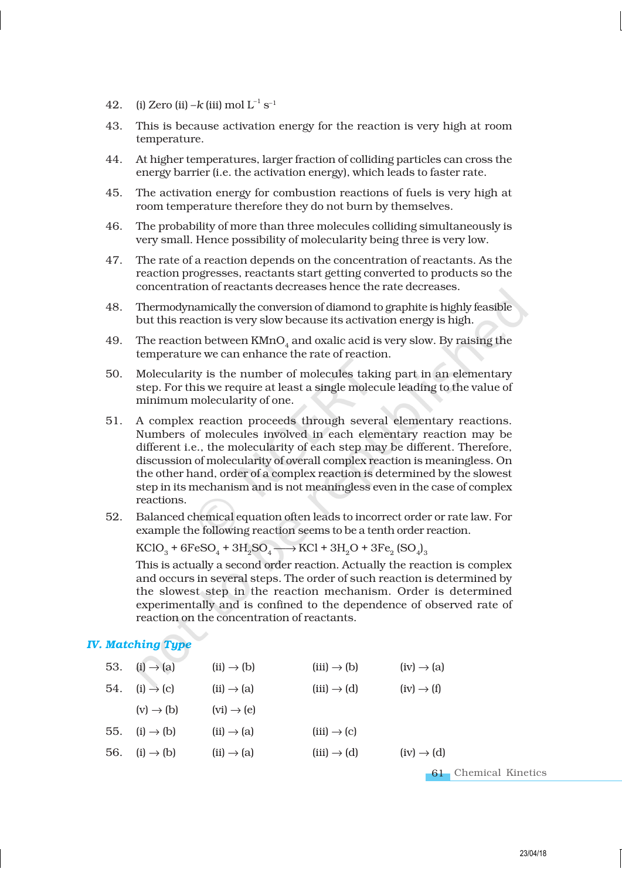42. (i) Zero (ii) $-k$ (iii) mol $L^{-1}$ $s^{-1}$

43. This is because activation energy for the reaction is very high at room temperature.

44. At higher temperatures, larger fraction of colliding particles can cross the energy barrier (i.e. the activation energy), which leads to faster rate.

45. The activation energy for combustion reactions of fuels is very high at room temperature therefore they do not burn by themselves.

46. The probability of more than three molecules colliding simultaneously is very small. Hence possibility of molecularity being three is very low.

47. The rate of a reaction depends on the concentration of reactants. As the reaction progresses, reactants start getting converted to products so the concentration of reactants decreases hence the rate decreases.

48. Thermodynamically the conversion of diamond to graphite is highly feasible but this reaction is very slow because its activation energy is high.

49. The reaction between $KMnO_4$ and oxalic acid is very slow. By raising the temperature we can enhance the rate of reaction.

50. Molecularity is the number of molecules taking part in an elementary step. For this we require at least a single molecule leading to the value of minimum molecularity of one.

51. A complex reaction proceeds through several elementary reactions. Numbers of molecules involved in each elementary reaction may be different i.e., the molecularity of each step may be different. Therefore, discussion of molecularity of overall complex reaction is meaningless. On the other hand, order of a complex reaction is determined by the slowest step in its mechanism and is not meaningless even in the case of complex reactions.

52. Balanced chemical equation often leads to incorrect order or rate law. For example the following reaction seems to be a tenth order reaction.

$$KClO_3 + 6FeSO_4 + 3H_2SO_4 \longrightarrow KCl + 3H_2O + 3Fe_2(SO_4)_3$$

This is actually a second order reaction. Actually the reaction is complex and occurs in several steps. The order of such reaction is determined by the slowest step in the reaction mechanism. Order is determined experimentally and is confined to the dependence of observed rate of reaction on the concentration of reactants.

### *IV. Matching Type*

53. (i) → (a) (ii) → (b) (iii) → (b) (iv) → (a)

54. (i) → (c) (ii) → (a) (iii) → (d) (iv) → (f) (v) → (b) (vi) → (e)

55. (i) → (b) (ii) → (a) (iii) → (c)

56. (i) → (b) (ii) → (a) (iii) → (d) (iv) → (d)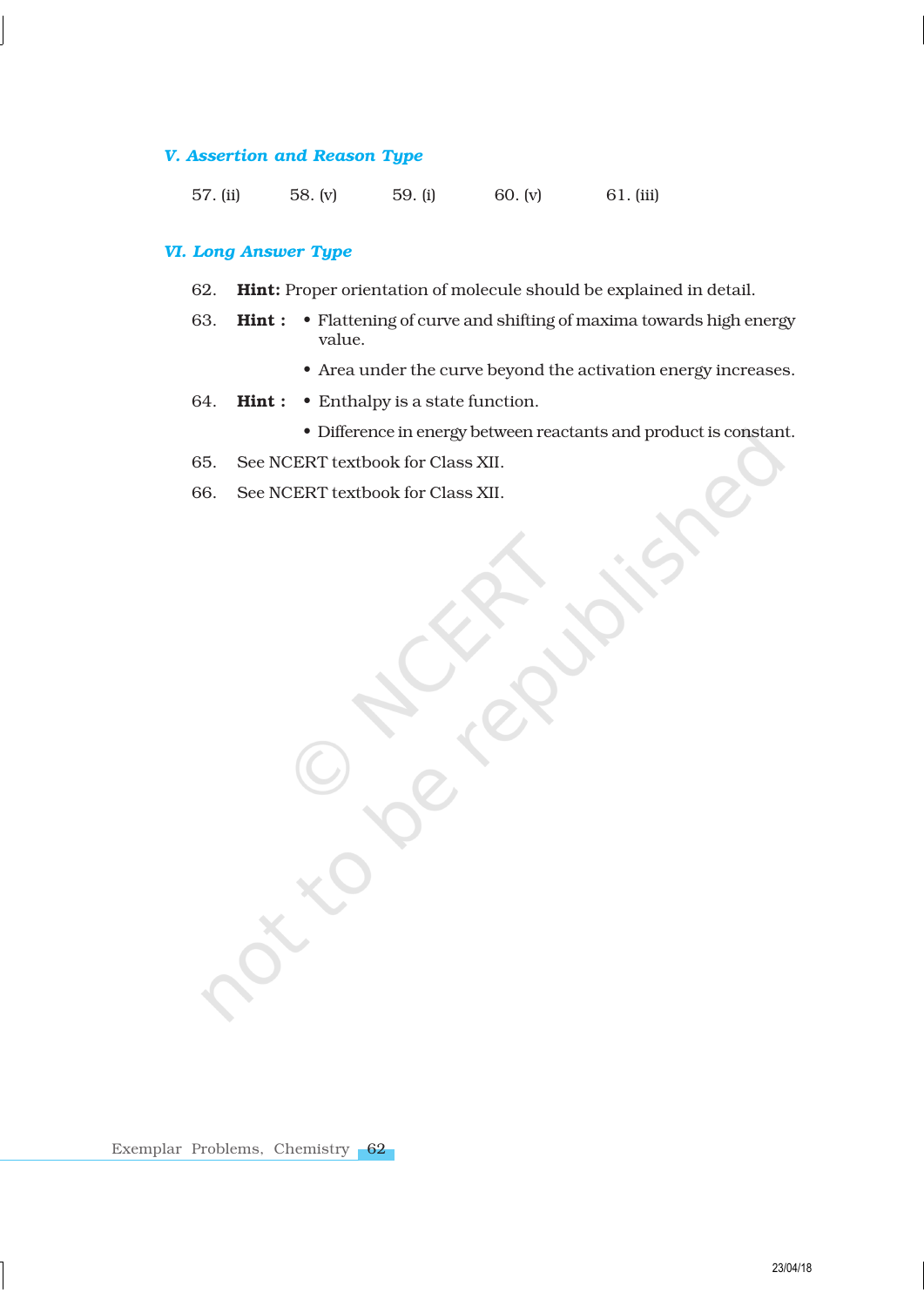### *V. Assertion and Reason Type*

57. (ii) 58. (v) 59. (i) 60. (v) 61. (iii)

### *VI. Long Answer Type*

62. **Hint:** Proper orientation of molecule should be explained in detail.

63. **Hint :**
    - Flattening of curve and shifting of maxima towards high energy value.
    - Area under the curve beyond the activation energy increases.

64. **Hint :**
    - Enthalpy is a state function.
    - Difference in energy between reactants and product is constant.

65. See NCERT textbook for Class XII.

66. See NCERT textbook for Class XII.